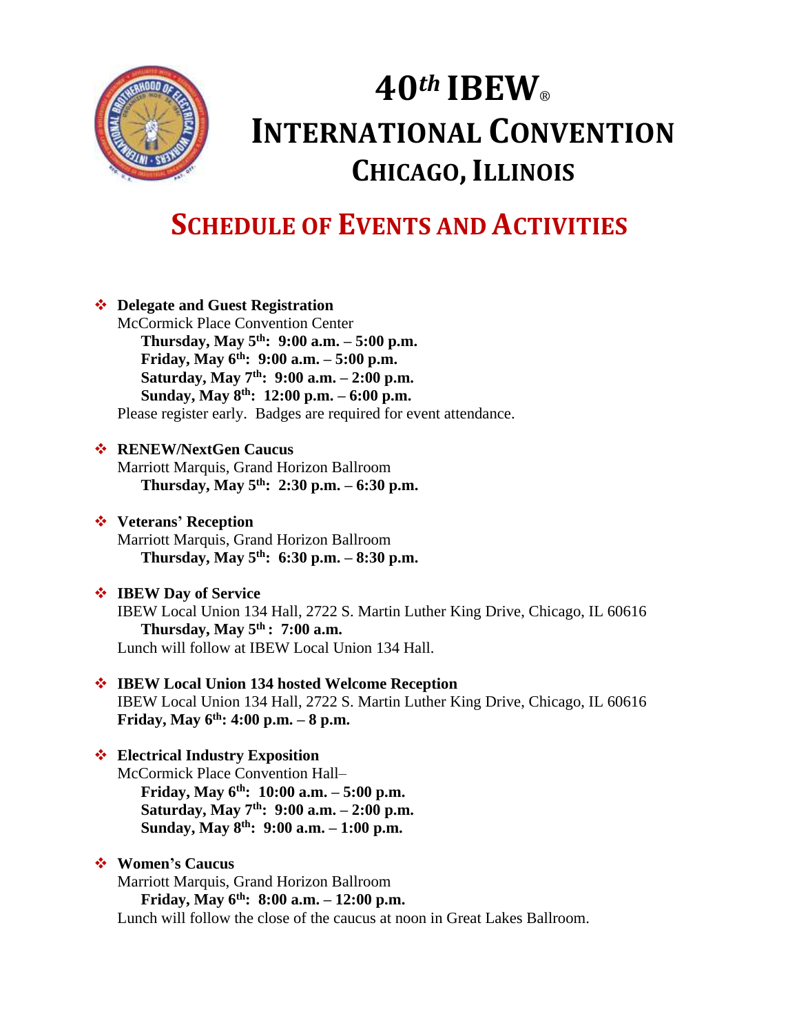# 40*th* IBEW®
# INTERNATIONAL CONVENTION
## CHICAGO, ILLINOIS

## SCHEDULE OF EVENTS AND ACTIVITIES

- **Delegate and Guest Registration**
  McCormick Place Convention Center
  **Thursday, May 5th: 9:00 a.m. – 5:00 p.m.**
  **Friday, May 6th: 9:00 a.m. – 5:00 p.m.**
  **Saturday, May 7th: 9:00 a.m. – 2:00 p.m.**
  **Sunday, May 8th: 12:00 p.m. – 6:00 p.m.**
  Please register early. Badges are required for event attendance.

- **RENEW/NextGen Caucus**
  Marriott Marquis, Grand Horizon Ballroom
  **Thursday, May 5th: 2:30 p.m. – 6:30 p.m.**

- **Veterans' Reception**
  Marriott Marquis, Grand Horizon Ballroom
  **Thursday, May 5th: 6:30 p.m. – 8:30 p.m.**

- **IBEW Day of Service**
  IBEW Local Union 134 Hall, 2722 S. Martin Luther King Drive, Chicago, IL 60616
  **Thursday, May 5th : 7:00 a.m.**
  Lunch will follow at IBEW Local Union 134 Hall.

- **IBEW Local Union 134 hosted Welcome Reception**
  IBEW Local Union 134 Hall, 2722 S. Martin Luther King Drive, Chicago, IL 60616
  **Friday, May 6th: 4:00 p.m. – 8 p.m.**

- **Electrical Industry Exposition**
  McCormick Place Convention Hall–
  **Friday, May 6th: 10:00 a.m. – 5:00 p.m.**
  **Saturday, May 7th: 9:00 a.m. – 2:00 p.m.**
  **Sunday, May 8th: 9:00 a.m. – 1:00 p.m.**

- **Women's Caucus**
  Marriott Marquis, Grand Horizon Ballroom
  **Friday, May 6th: 8:00 a.m. – 12:00 p.m.**
  Lunch will follow the close of the caucus at noon in Great Lakes Ballroom.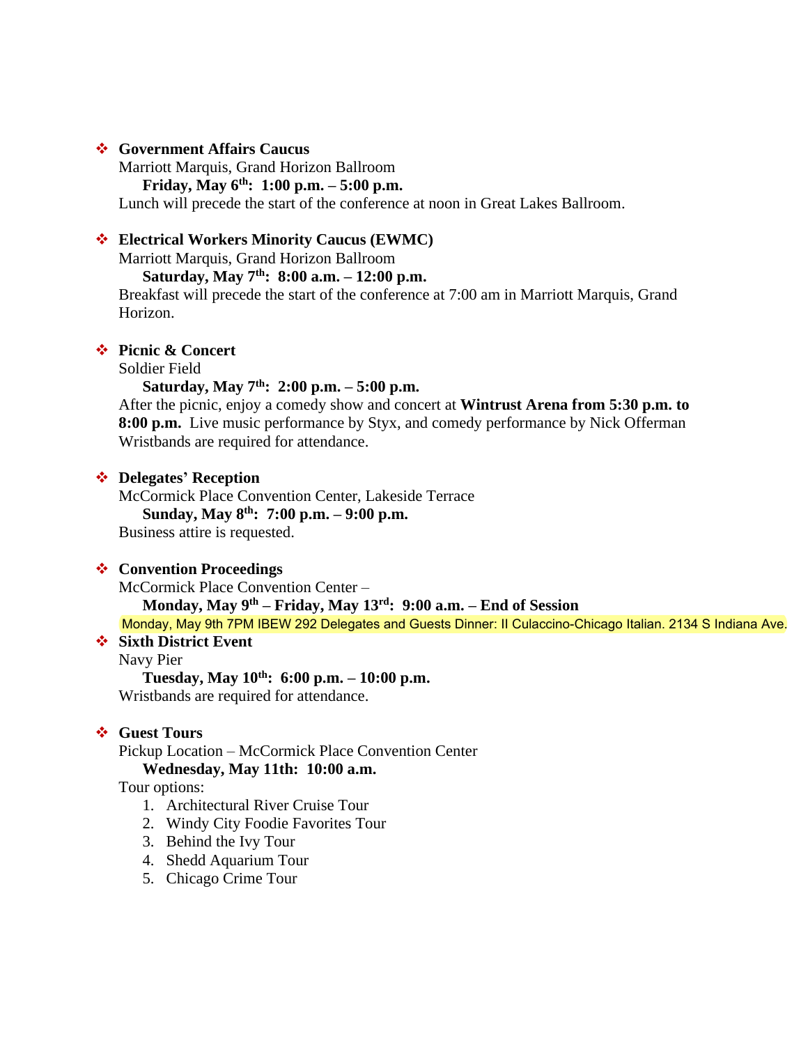- **Government Affairs Caucus**
  Marriott Marquis, Grand Horizon Ballroom
  **Friday, May 6th: 1:00 p.m. – 5:00 p.m.**
  Lunch will precede the start of the conference at noon in Great Lakes Ballroom.

- **Electrical Workers Minority Caucus (EWMC)**
  Marriott Marquis, Grand Horizon Ballroom
  **Saturday, May 7th: 8:00 a.m. – 12:00 p.m.**
  Breakfast will precede the start of the conference at 7:00 am in Marriott Marquis, Grand Horizon.

- **Picnic & Concert**
  Soldier Field
  **Saturday, May 7th: 2:00 p.m. – 5:00 p.m.**
  After the picnic, enjoy a comedy show and concert at **Wintrust Arena from 5:30 p.m. to 8:00 p.m.** Live music performance by Styx, and comedy performance by Nick Offerman
  Wristbands are required for attendance.

- **Delegates' Reception**
  McCormick Place Convention Center, Lakeside Terrace
  **Sunday, May 8th: 7:00 p.m. – 9:00 p.m.**
  Business attire is requested.

- **Convention Proceedings**
  McCormick Place Convention Center –
  **Monday, May 9th – Friday, May 13rd: 9:00 a.m. – End of Session**
  Monday, May 9th 7PM IBEW 292 Delegates and Guests Dinner: Il Culaccino-Chicago Italian. 2134 S Indiana Ave.

- **Sixth District Event**
  Navy Pier
  **Tuesday, May 10th: 6:00 p.m. – 10:00 p.m.**
  Wristbands are required for attendance.

- **Guest Tours**
  Pickup Location – McCormick Place Convention Center
  **Wednesday, May 11th: 10:00 a.m.**
  Tour options:
  1. Architectural River Cruise Tour
  2. Windy City Foodie Favorites Tour
  3. Behind the Ivy Tour
  4. Shedd Aquarium Tour
  5. Chicago Crime Tour